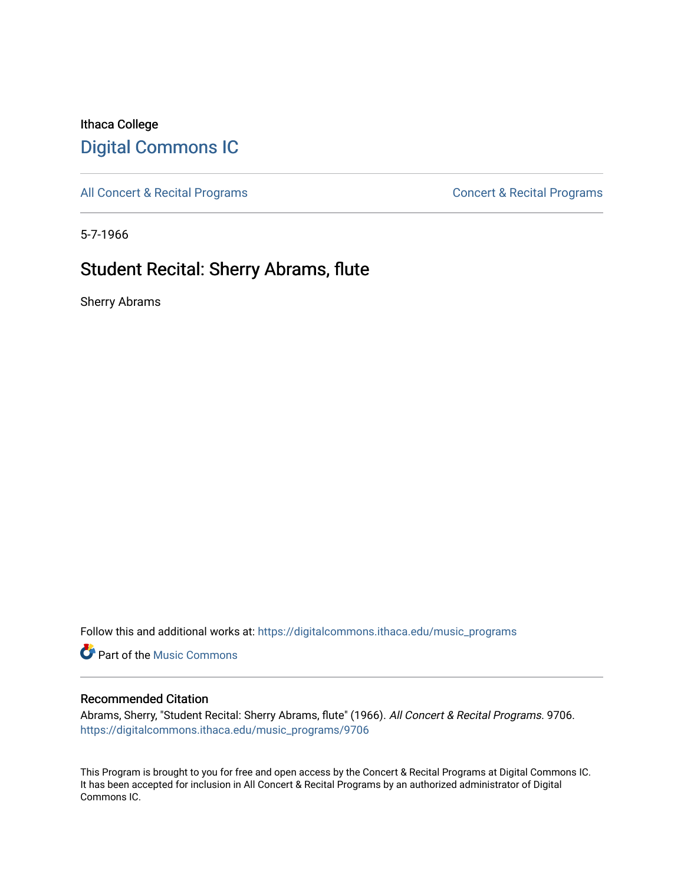Ithaca College

# Digital Commons IC

All Concert & Recital Programs

Concert & Recital Programs

5-7-1966

## Student Recital: Sherry Abrams, flute

Sherry Abrams

Follow this and additional works at: https://digitalcommons.ithaca.edu/music_programs

Part of the Music Commons

### Recommended Citation

Abrams, Sherry, "Student Recital: Sherry Abrams, flute" (1966). *All Concert & Recital Programs*. 9706.
https://digitalcommons.ithaca.edu/music_programs/9706

This Program is brought to you for free and open access by the Concert & Recital Programs at Digital Commons IC. It has been accepted for inclusion in All Concert & Recital Programs by an authorized administrator of Digital Commons IC.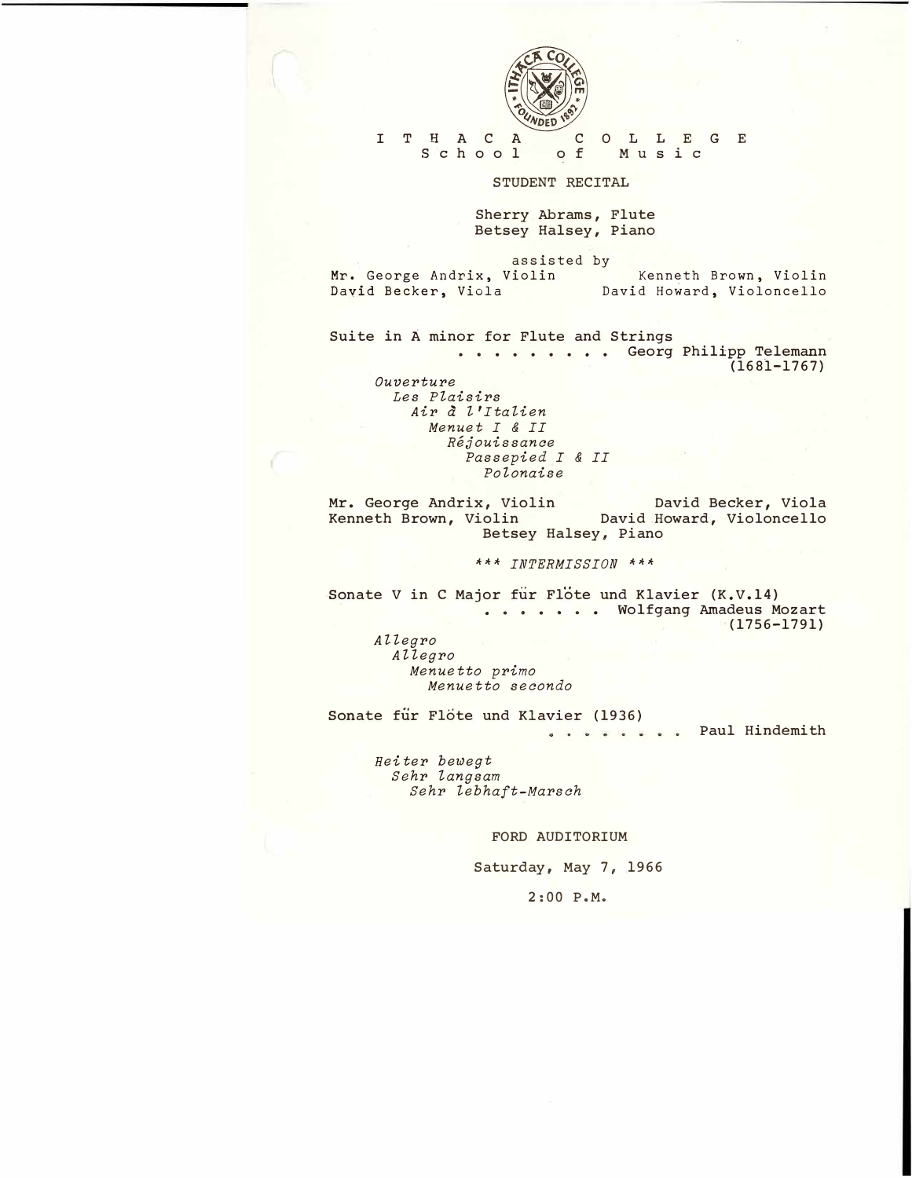# ITHACA COLLEGE
## School of Music

### STUDENT RECITAL

Sherry Abrams, Flute
Betsey Halsey, Piano

assisted by

Mr. George Andrix, Violin — Kenneth Brown, Violin
David Becker, Viola — David Howard, Violoncello

**Suite in A minor for Flute and Strings** . . . . . . . . . Georg Philipp Telemann (1681-1767)

*Ouverture*
*Les Plaisirs*
*Air à l'Italien*
*Menuet I & II*
*Réjouissance*
*Passepied I & II*
*Polonaise*

Mr. George Andrix, Violin — David Becker, Viola
Kenneth Brown, Violin — David Howard, Violoncello
Betsey Halsey, Piano

*\*\*\* INTERMISSION \*\*\**

**Sonate V in C Major für Flöte und Klavier (K.V.14)** . . . . . . . Wolfgang Amadeus Mozart (1756-1791)

*Allegro*
*Allegro*
*Menuetto primo*
*Menuetto secondo*

**Sonate für Flöte und Klavier (1936)** . . . . . . . . Paul Hindemith

*Heiter bewegt*
*Sehr langsam*
*Sehr lebhaft-Marsch*

FORD AUDITORIUM

Saturday, May 7, 1966

2:00 P.M.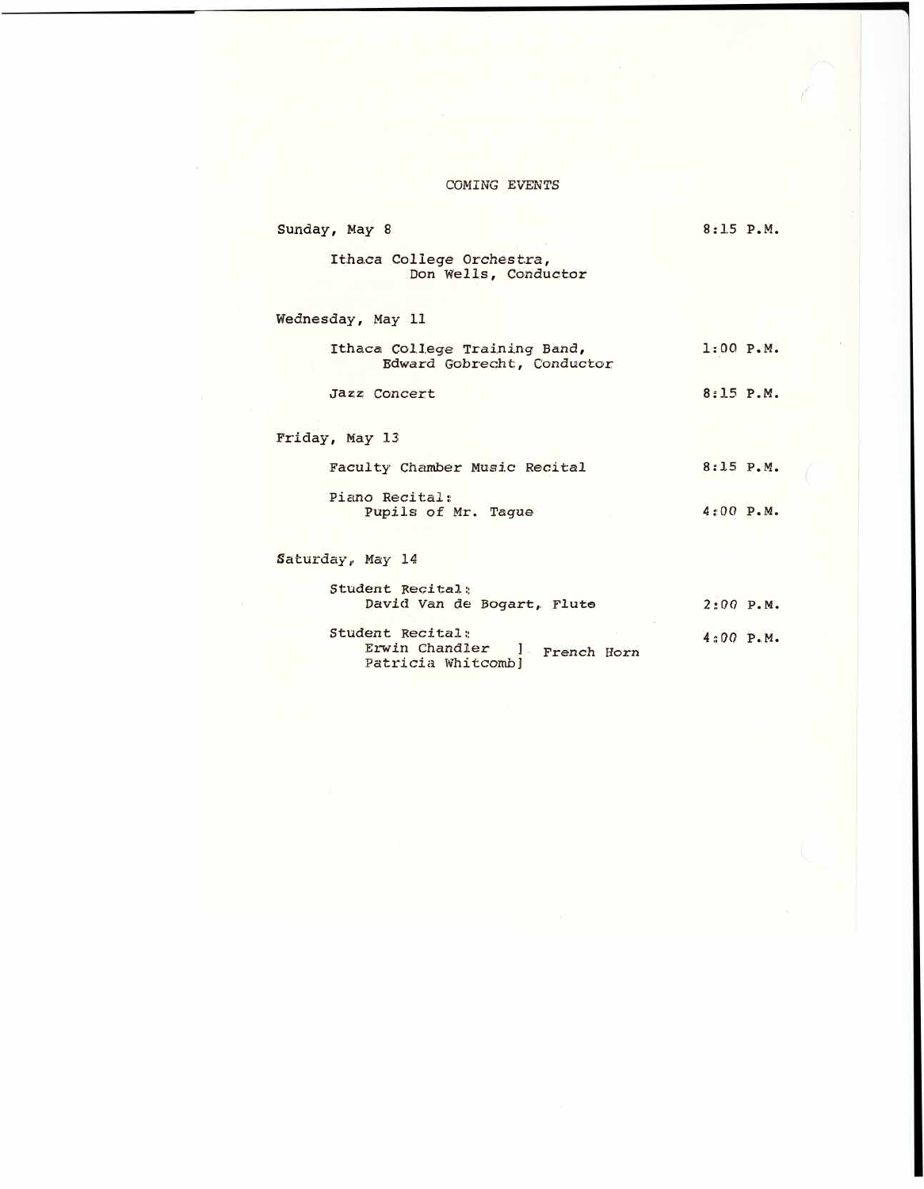## COMING EVENTS

Sunday, May 8 — 8:15 P.M.

Ithaca College Orchestra,
Don Wells, Conductor

Wednesday, May 11

Ithaca College Training Band,
Edward Gobrecht, Conductor — 1:00 P.M.

Jazz Concert — 8:15 P.M.

Friday, May 13

Faculty Chamber Music Recital — 8:15 P.M.

Piano Recital:
Pupils of Mr. Tague — 4:00 P.M.

Saturday, May 14

Student Recital:
David Van de Bogart, Flute — 2:00 P.M.

Student Recital: — 4:00 P.M.
Erwin Chandler ]
Patricia Whitcomb] French Horn